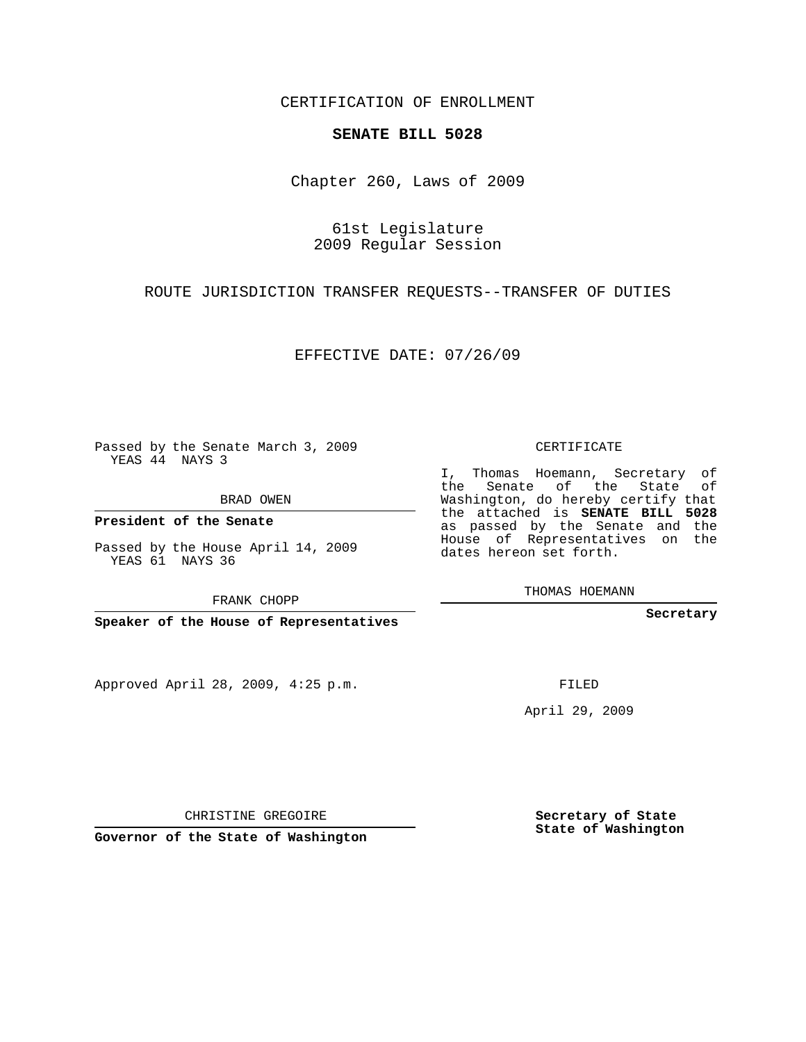CERTIFICATION OF ENROLLMENT

**SENATE BILL 5028**

Chapter 260, Laws of 2009

61st Legislature
2009 Regular Session

ROUTE JURISDICTION TRANSFER REQUESTS--TRANSFER OF DUTIES

EFFECTIVE DATE: 07/26/09

Passed by the Senate March 3, 2009
YEAS 44 NAYS 3

BRAD OWEN

**President of the Senate**

Passed by the House April 14, 2009
YEAS 61 NAYS 36

FRANK CHOPP

**Speaker of the House of Representatives**

Approved April 28, 2009, 4:25 p.m.

CHRISTINE GREGOIRE

**Governor of the State of Washington**

CERTIFICATE

I, Thomas Hoemann, Secretary of the Senate of the State of Washington, do hereby certify that the attached is **SENATE BILL 5028** as passed by the Senate and the House of Representatives on the dates hereon set forth.

THOMAS HOEMANN

**Secretary**

FILED

April 29, 2009

**Secretary of State**
**State of Washington**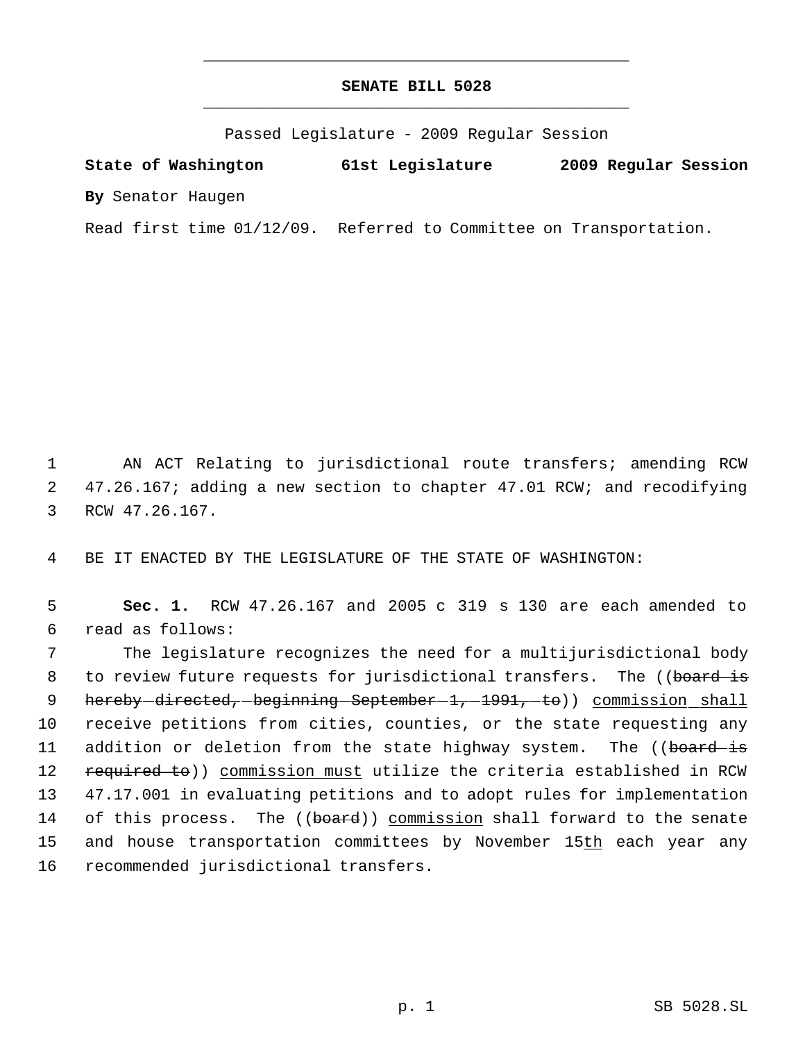# SENATE BILL 5028

Passed Legislature - 2009 Regular Session

**State of Washington 61st Legislature 2009 Regular Session**

**By** Senator Haugen

Read first time 01/12/09. Referred to Committee on Transportation.

1 AN ACT Relating to jurisdictional route transfers; amending RCW
2 47.26.167; adding a new section to chapter 47.01 RCW; and recodifying
3 RCW 47.26.167.

4 BE IT ENACTED BY THE LEGISLATURE OF THE STATE OF WASHINGTON:

5 **Sec. 1.** RCW 47.26.167 and 2005 c 319 s 130 are each amended to
6 read as follows:

7 The legislature recognizes the need for a multijurisdictional body
8 to review future requests for jurisdictional transfers. The ((~~board is~~
9 ~~hereby directed, beginning September 1, 1991, to~~)) <u>commission shall</u>
10 receive petitions from cities, counties, or the state requesting any
11 addition or deletion from the state highway system. The ((~~board is~~
12 ~~required to~~)) <u>commission must</u> utilize the criteria established in RCW
13 47.17.001 in evaluating petitions and to adopt rules for implementation
14 of this process. The ((~~board~~)) <u>commission</u> shall forward to the senate
15 and house transportation committees by November 15<u>th</u> each year any
16 recommended jurisdictional transfers.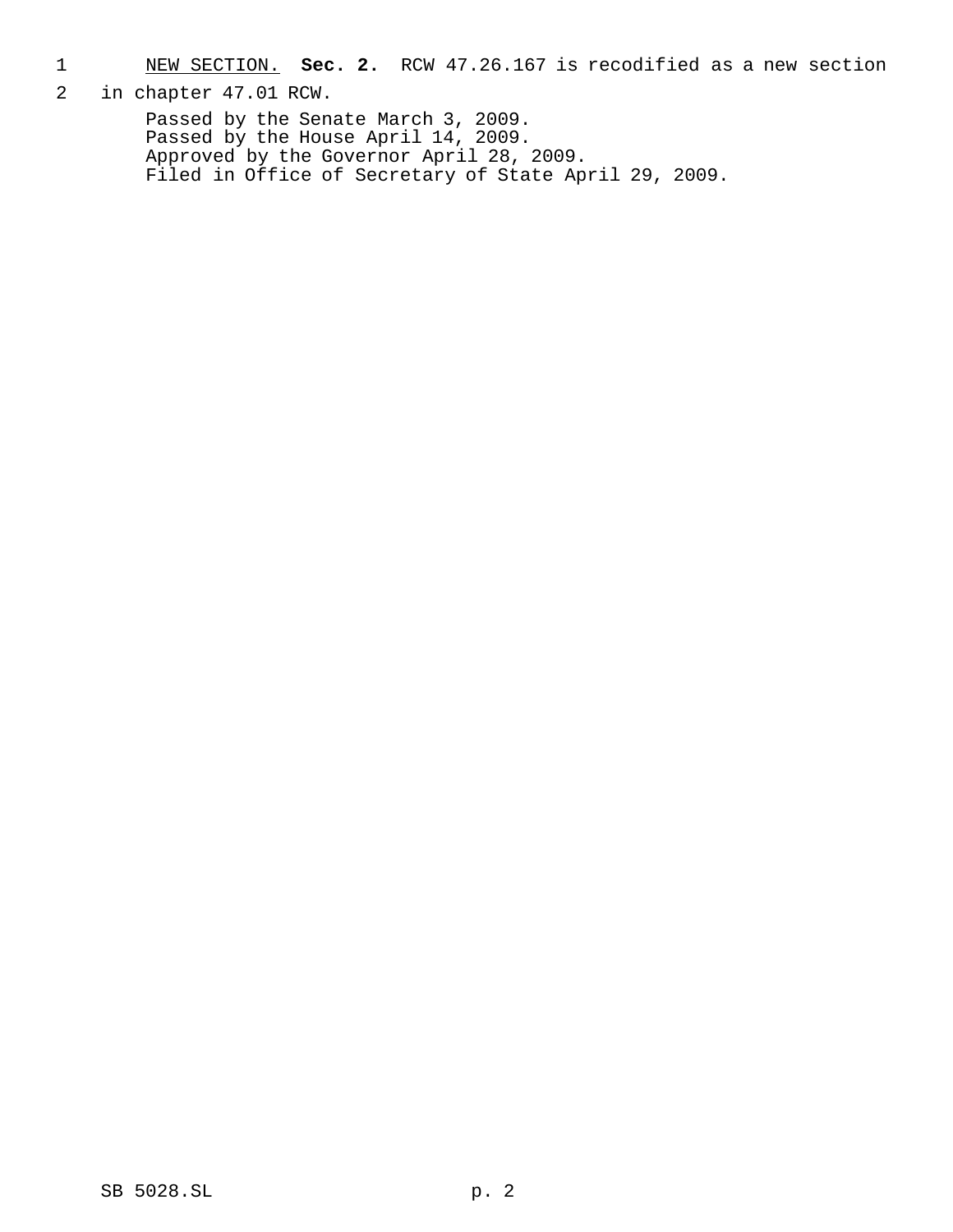NEW SECTION. **Sec. 2.** RCW 47.26.167 is recodified as a new section in chapter 47.01 RCW.

Passed by the Senate March 3, 2009.
Passed by the House April 14, 2009.
Approved by the Governor April 28, 2009.
Filed in Office of Secretary of State April 29, 2009.